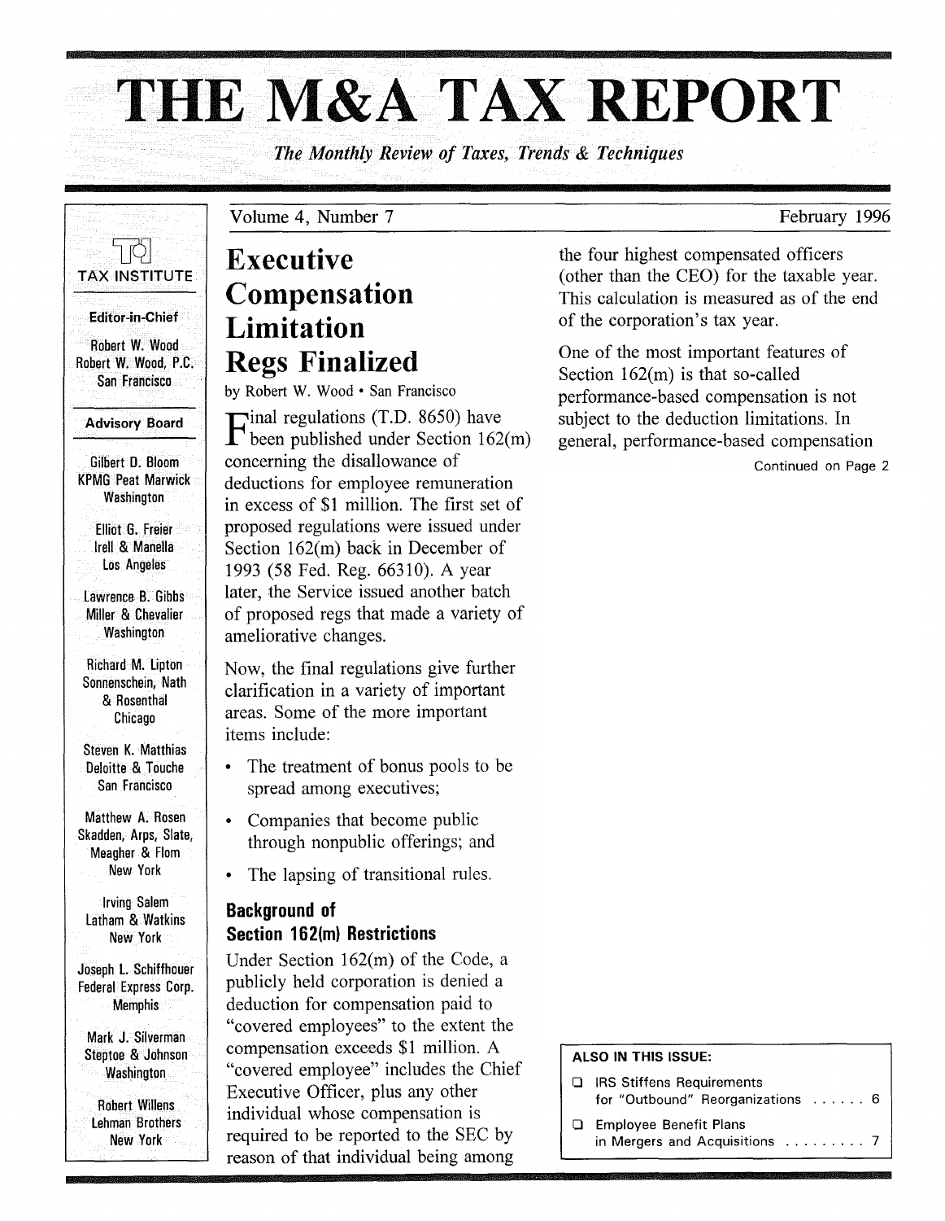# THE M&A TAX REPORT

*The Monthly Review of Taxes, Trends & Techniques*

Volume 4, Number 7 — February 1996

TAX INSTITUTE

**Editor-in-Chief**

Robert W. Wood
Robert W. Wood, P.C.
San Francisco

**Advisory Board**

Gilbert D. Bloom
KPMG Peat Marwick
Washington

Elliot G. Freier
Irell & Manella
Los Angeles

Lawrence B. Gibbs
Miller & Chevalier
Washington

Richard M. Lipton
Sonnenschein, Nath & Rosenthal
Chicago

Steven K. Matthias
Deloitte & Touche
San Francisco

Matthew A. Rosen
Skadden, Arps, Slate, Meagher & Flom
New York

Irving Salem
Latham & Watkins
New York

Joseph L. Schiffhouer
Federal Express Corp.
Memphis

Mark J. Silverman
Steptoe & Johnson
Washington

Robert Willens
Lehman Brothers
New York

## Executive Compensation Limitation Regs Finalized

by Robert W. Wood • San Francisco

Final regulations (T.D. 8650) have been published under Section 162(m) concerning the disallowance of deductions for employee remuneration in excess of $1 million. The first set of proposed regulations were issued under Section 162(m) back in December of 1993 (58 Fed. Reg. 66310). A year later, the Service issued another batch of proposed regs that made a variety of ameliorative changes.

Now, the final regulations give further clarification in a variety of important areas. Some of the more important items include:

- The treatment of bonus pools to be spread among executives;
- Companies that become public through nonpublic offerings; and
- The lapsing of transitional rules.

### Background of Section 162(m) Restrictions

Under Section 162(m) of the Code, a publicly held corporation is denied a deduction for compensation paid to "covered employees" to the extent the compensation exceeds $1 million. A "covered employee" includes the Chief Executive Officer, plus any other individual whose compensation is required to be reported to the SEC by reason of that individual being among the four highest compensated officers (other than the CEO) for the taxable year. This calculation is measured as of the end of the corporation's tax year.

One of the most important features of Section 162(m) is that so-called performance-based compensation is not subject to the deduction limitations. In general, performance-based compensation

Continued on Page 2

**ALSO IN THIS ISSUE:**

- IRS Stiffens Requirements for "Outbound" Reorganizations ...... 6
- Employee Benefit Plans in Mergers and Acquisitions ......... 7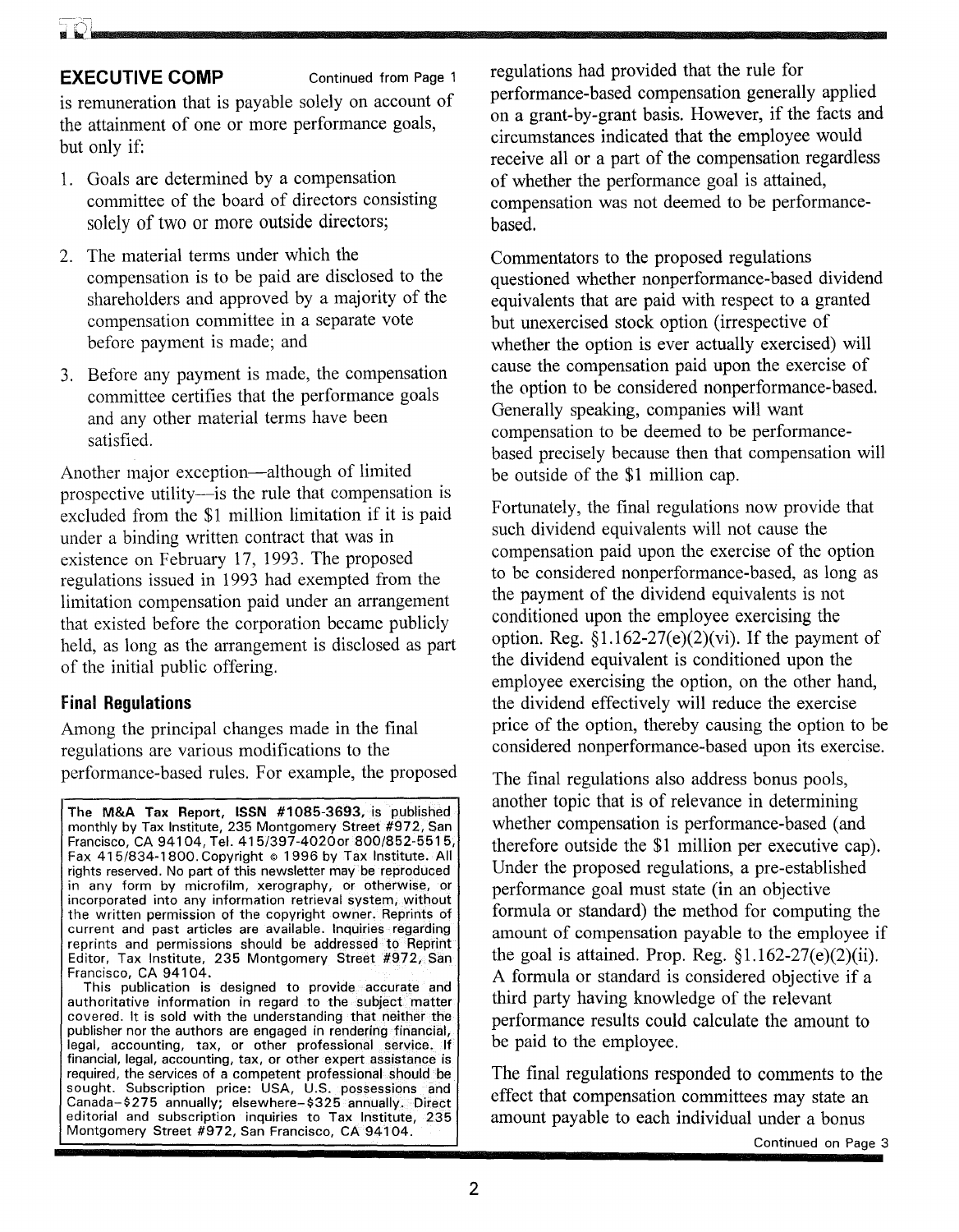**EXECUTIVE COMP** Continued from Page 1

is remuneration that is payable solely on account of the attainment of one or more performance goals, but only if:

1. Goals are determined by a compensation committee of the board of directors consisting solely of two or more outside directors;
2. The material terms under which the compensation is to be paid are disclosed to the shareholders and approved by a majority of the compensation committee in a separate vote before payment is made; and
3. Before any payment is made, the compensation committee certifies that the performance goals and any other material terms have been satisfied.

Another major exception—although of limited prospective utility—is the rule that compensation is excluded from the $1 million limitation if it is paid under a binding written contract that was in existence on February 17, 1993. The proposed regulations issued in 1993 had exempted from the limitation compensation paid under an arrangement that existed before the corporation became publicly held, as long as the arrangement is disclosed as part of the initial public offering.

## Final Regulations

Among the principal changes made in the final regulations are various modifications to the performance-based rules. For example, the proposed regulations had provided that the rule for performance-based compensation generally applied on a grant-by-grant basis. However, if the facts and circumstances indicated that the employee would receive all or a part of the compensation regardless of whether the performance goal is attained, compensation was not deemed to be performance-based.

Commentators to the proposed regulations questioned whether nonperformance-based dividend equivalents that are paid with respect to a granted but unexercised stock option (irrespective of whether the option is ever actually exercised) will cause the compensation paid upon the exercise of the option to be considered nonperformance-based. Generally speaking, companies will want compensation to be deemed to be performance-based precisely because then that compensation will be outside of the $1 million cap.

Fortunately, the final regulations now provide that such dividend equivalents will not cause the compensation paid upon the exercise of the option to be considered nonperformance-based, as long as the payment of the dividend equivalents is not conditioned upon the employee exercising the option. Reg. §1.162-27(e)(2)(vi). If the payment of the dividend equivalent is conditioned upon the employee exercising the option, on the other hand, the dividend effectively will reduce the exercise price of the option, thereby causing the option to be considered nonperformance-based upon its exercise.

The final regulations also address bonus pools, another topic that is of relevance in determining whether compensation is performance-based (and therefore outside the $1 million per executive cap). Under the proposed regulations, a pre-established performance goal must state (in an objective formula or standard) the method for computing the amount of compensation payable to the employee if the goal is attained. Prop. Reg. §1.162-27(e)(2)(ii). A formula or standard is considered objective if a third party having knowledge of the relevant performance results could calculate the amount to be paid to the employee.

The final regulations responded to comments to the effect that compensation committees may state an amount payable to each individual under a bonus

Continued on Page 3

**The M&A Tax Report, ISSN #1085-3693,** is published monthly by Tax Institute, 235 Montgomery Street #972, San Francisco, CA 94104, Tel. 415/397-4020or 800/852-5515, Fax 415/834-1800. Copyright © 1996 by Tax Institute. All rights reserved. No part of this newsletter may be reproduced in any form by microfilm, xerography, or otherwise, or incorporated into any information retrieval system, without the written permission of the copyright owner. Reprints of current and past articles are available. Inquiries regarding reprints and permissions should be addressed to Reprint Editor, Tax Institute, 235 Montgomery Street #972, San Francisco, CA 94104.

This publication is designed to provide accurate and authoritative information in regard to the subject matter covered. It is sold with the understanding that neither the publisher nor the authors are engaged in rendering financial, legal, accounting, tax, or other professional service. If financial, legal, accounting, tax, or other expert assistance is required, the services of a competent professional should be sought. Subscription price: USA, U.S. possessions and Canada–$275 annually; elsewhere–$325 annually. Direct editorial and subscription inquiries to Tax Institute, 235 Montgomery Street #972, San Francisco, CA 94104.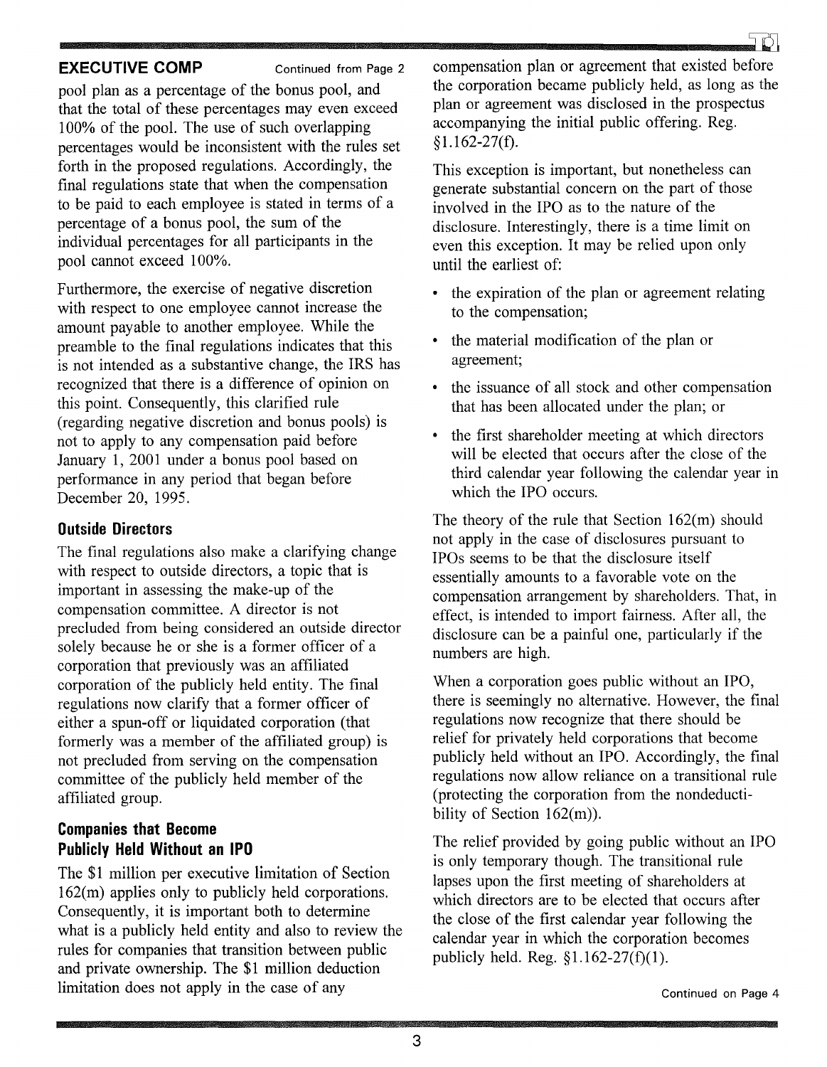**EXECUTIVE COMP** Continued from Page 2

pool plan as a percentage of the bonus pool, and that the total of these percentages may even exceed 100% of the pool. The use of such overlapping percentages would be inconsistent with the rules set forth in the proposed regulations. Accordingly, the final regulations state that when the compensation to be paid to each employee is stated in terms of a percentage of a bonus pool, the sum of the individual percentages for all participants in the pool cannot exceed 100%.

Furthermore, the exercise of negative discretion with respect to one employee cannot increase the amount payable to another employee. While the preamble to the final regulations indicates that this is not intended as a substantive change, the IRS has recognized that there is a difference of opinion on this point. Consequently, this clarified rule (regarding negative discretion and bonus pools) is not to apply to any compensation paid before January 1, 2001 under a bonus pool based on performance in any period that began before December 20, 1995.

### Outside Directors

The final regulations also make a clarifying change with respect to outside directors, a topic that is important in assessing the make-up of the compensation committee. A director is not precluded from being considered an outside director solely because he or she is a former officer of a corporation that previously was an affiliated corporation of the publicly held entity. The final regulations now clarify that a former officer of either a spun-off or liquidated corporation (that formerly was a member of the affiliated group) is not precluded from serving on the compensation committee of the publicly held member of the affiliated group.

### Companies that Become Publicly Held Without an IPO

The $1 million per executive limitation of Section 162(m) applies only to publicly held corporations. Consequently, it is important both to determine what is a publicly held entity and also to review the rules for companies that transition between public and private ownership. The $1 million deduction limitation does not apply in the case of any compensation plan or agreement that existed before the corporation became publicly held, as long as the plan or agreement was disclosed in the prospectus accompanying the initial public offering. Reg. §1.162-27(f).

This exception is important, but nonetheless can generate substantial concern on the part of those involved in the IPO as to the nature of the disclosure. Interestingly, there is a time limit on even this exception. It may be relied upon only until the earliest of:

- the expiration of the plan or agreement relating to the compensation;
- the material modification of the plan or agreement;
- the issuance of all stock and other compensation that has been allocated under the plan; or
- the first shareholder meeting at which directors will be elected that occurs after the close of the third calendar year following the calendar year in which the IPO occurs.

The theory of the rule that Section 162(m) should not apply in the case of disclosures pursuant to IPOs seems to be that the disclosure itself essentially amounts to a favorable vote on the compensation arrangement by shareholders. That, in effect, is intended to import fairness. After all, the disclosure can be a painful one, particularly if the numbers are high.

When a corporation goes public without an IPO, there is seemingly no alternative. However, the final regulations now recognize that there should be relief for privately held corporations that become publicly held without an IPO. Accordingly, the final regulations now allow reliance on a transitional rule (protecting the corporation from the nondeductibility of Section 162(m)).

The relief provided by going public without an IPO is only temporary though. The transitional rule lapses upon the first meeting of shareholders at which directors are to be elected that occurs after the close of the first calendar year following the calendar year in which the corporation becomes publicly held. Reg. §1.162-27(f)(1).

Continued on Page 4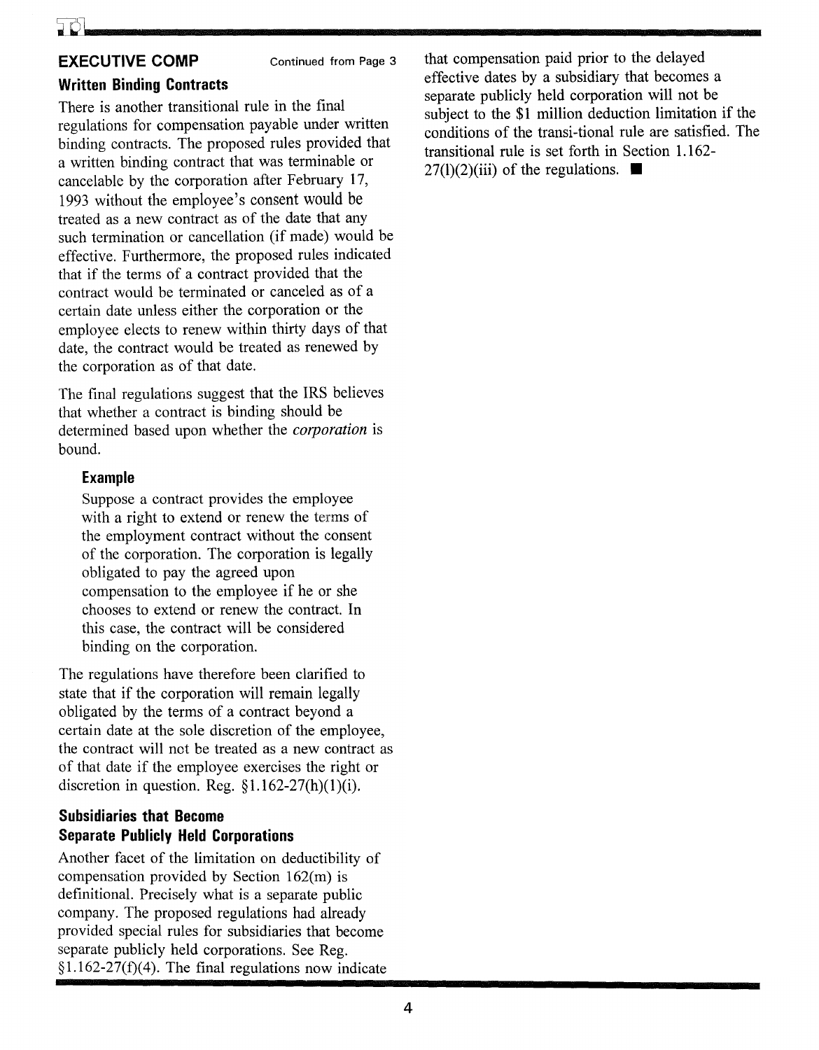## EXECUTIVE COMP

Continued from Page 3

### Written Binding Contracts

There is another transitional rule in the final regulations for compensation payable under written binding contracts. The proposed rules provided that a written binding contract that was terminable or cancelable by the corporation after February 17, 1993 without the employee's consent would be treated as a new contract as of the date that any such termination or cancellation (if made) would be effective. Furthermore, the proposed rules indicated that if the terms of a contract provided that the contract would be terminated or canceled as of a certain date unless either the corporation or the employee elects to renew within thirty days of that date, the contract would be treated as renewed by the corporation as of that date.

The final regulations suggest that the IRS believes that whether a contract is binding should be determined based upon whether the *corporation* is bound.

#### Example

Suppose a contract provides the employee with a right to extend or renew the terms of the employment contract without the consent of the corporation. The corporation is legally obligated to pay the agreed upon compensation to the employee if he or she chooses to extend or renew the contract. In this case, the contract will be considered binding on the corporation.

The regulations have therefore been clarified to state that if the corporation will remain legally obligated by the terms of a contract beyond a certain date at the sole discretion of the employee, the contract will not be treated as a new contract as of that date if the employee exercises the right or discretion in question. Reg. §1.162-27(h)(1)(i).

### Subsidiaries that Become Separate Publicly Held Corporations

Another facet of the limitation on deductibility of compensation provided by Section 162(m) is definitional. Precisely what is a separate public company. The proposed regulations had already provided special rules for subsidiaries that become separate publicly held corporations. See Reg. §1.162-27(f)(4). The final regulations now indicate that compensation paid prior to the delayed effective dates by a subsidiary that becomes a separate publicly held corporation will not be subject to the $1 million deduction limitation if the conditions of the transi-tional rule are satisfied. The transitional rule is set forth in Section 1.162-27(l)(2)(iii) of the regulations. ■